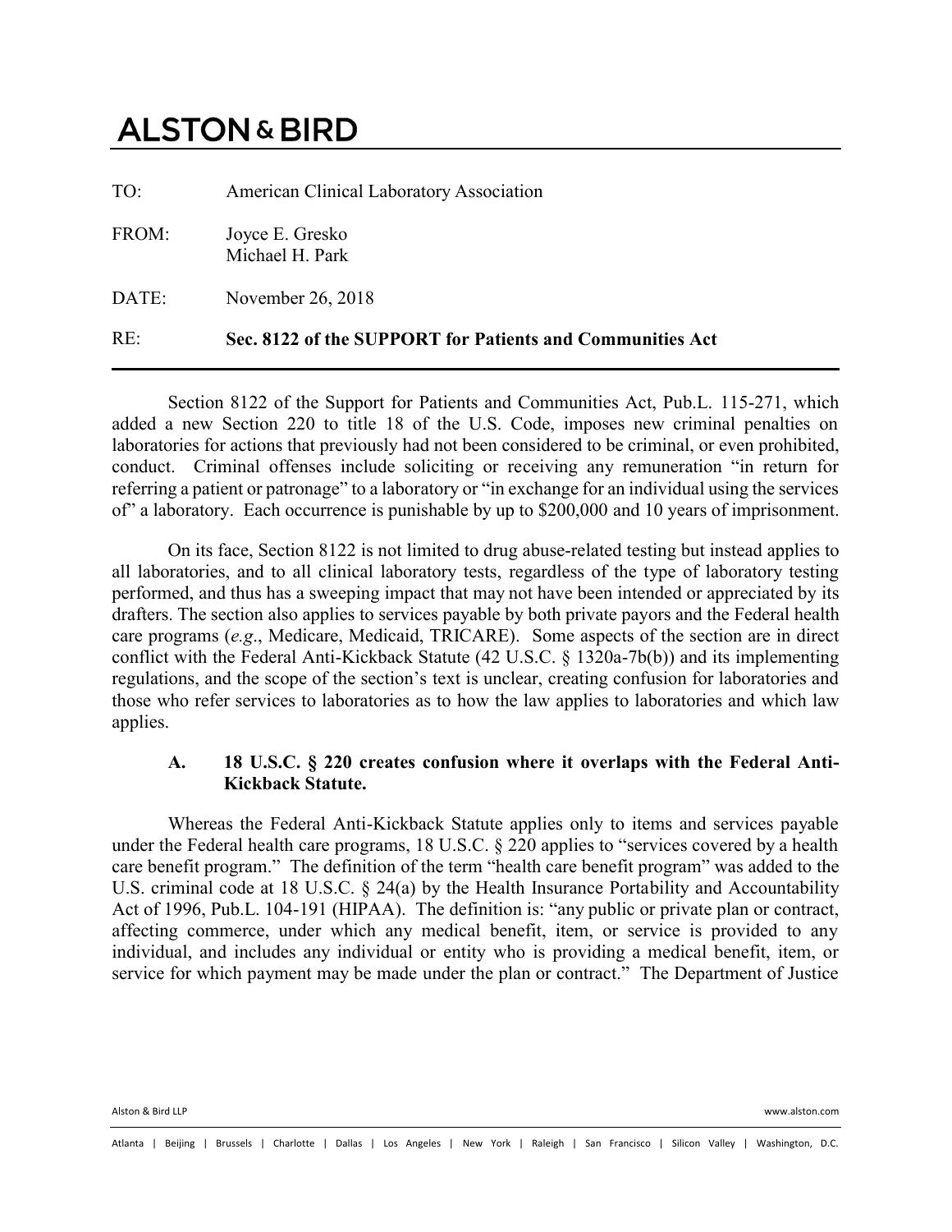# ALSTON & BIRD

| | |
|---|---|
| TO: | American Clinical Laboratory Association |
| FROM: | Joyce E. Gresko<br>Michael H. Park |
| DATE: | November 26, 2018 |
| RE: | **Sec. 8122 of the SUPPORT for Patients and Communities Act** |

Section 8122 of the Support for Patients and Communities Act, Pub.L. 115-271, which added a new Section 220 to title 18 of the U.S. Code, imposes new criminal penalties on laboratories for actions that previously had not been considered to be criminal, or even prohibited, conduct. Criminal offenses include soliciting or receiving any remuneration "in return for referring a patient or patronage" to a laboratory or "in exchange for an individual using the services of" a laboratory. Each occurrence is punishable by up to $200,000 and 10 years of imprisonment.

On its face, Section 8122 is not limited to drug abuse-related testing but instead applies to all laboratories, and to all clinical laboratory tests, regardless of the type of laboratory testing performed, and thus has a sweeping impact that may not have been intended or appreciated by its drafters. The section also applies to services payable by both private payors and the Federal health care programs (*e.g*., Medicare, Medicaid, TRICARE). Some aspects of the section are in direct conflict with the Federal Anti-Kickback Statute (42 U.S.C. § 1320a-7b(b)) and its implementing regulations, and the scope of the section's text is unclear, creating confusion for laboratories and those who refer services to laboratories as to how the law applies to laboratories and which law applies.

### A. 18 U.S.C. § 220 creates confusion where it overlaps with the Federal Anti-Kickback Statute.

Whereas the Federal Anti-Kickback Statute applies only to items and services payable under the Federal health care programs, 18 U.S.C. § 220 applies to "services covered by a health care benefit program." The definition of the term "health care benefit program" was added to the U.S. criminal code at 18 U.S.C. § 24(a) by the Health Insurance Portability and Accountability Act of 1996, Pub.L. 104-191 (HIPAA). The definition is: "any public or private plan or contract, affecting commerce, under which any medical benefit, item, or service is provided to any individual, and includes any individual or entity who is providing a medical benefit, item, or service for which payment may be made under the plan or contract." The Department of Justice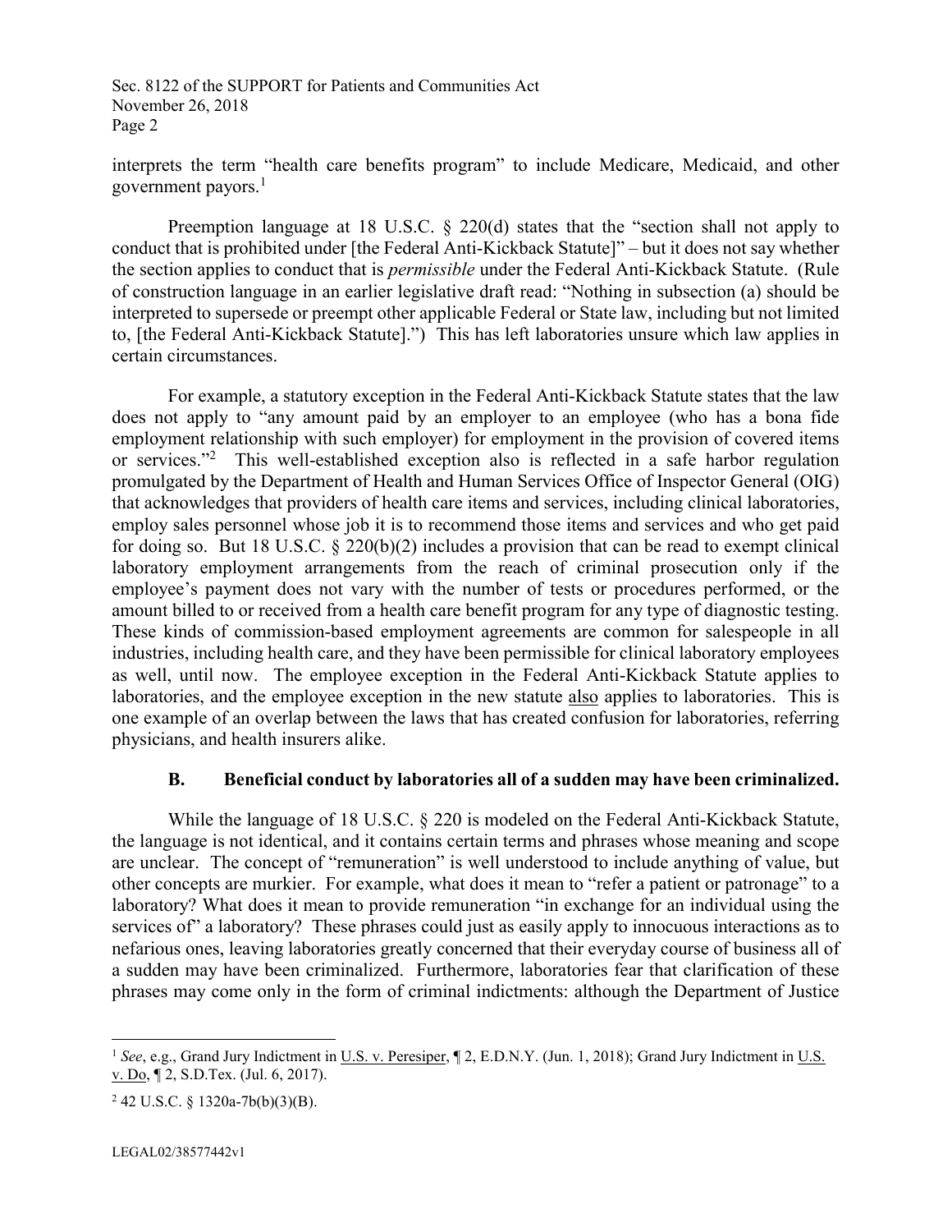interprets the term "health care benefits program" to include Medicare, Medicaid, and other government payors.[1]

Preemption language at 18 U.S.C. § 220(d) states that the "section shall not apply to conduct that is prohibited under [the Federal Anti-Kickback Statute]" – but it does not say whether the section applies to conduct that is *permissible* under the Federal Anti-Kickback Statute. (Rule of construction language in an earlier legislative draft read: "Nothing in subsection (a) should be interpreted to supersede or preempt other applicable Federal or State law, including but not limited to, [the Federal Anti-Kickback Statute].") This has left laboratories unsure which law applies in certain circumstances.

For example, a statutory exception in the Federal Anti-Kickback Statute states that the law does not apply to "any amount paid by an employer to an employee (who has a bona fide employment relationship with such employer) for employment in the provision of covered items or services."[2] This well-established exception also is reflected in a safe harbor regulation promulgated by the Department of Health and Human Services Office of Inspector General (OIG) that acknowledges that providers of health care items and services, including clinical laboratories, employ sales personnel whose job it is to recommend those items and services and who get paid for doing so. But 18 U.S.C. § 220(b)(2) includes a provision that can be read to exempt clinical laboratory employment arrangements from the reach of criminal prosecution only if the employee's payment does not vary with the number of tests or procedures performed, or the amount billed to or received from a health care benefit program for any type of diagnostic testing. These kinds of commission-based employment agreements are common for salespeople in all industries, including health care, and they have been permissible for clinical laboratory employees as well, until now. The employee exception in the Federal Anti-Kickback Statute applies to laboratories, and the employee exception in the new statute <u>also</u> applies to laboratories. This is one example of an overlap between the laws that has created confusion for laboratories, referring physicians, and health insurers alike.

### B. Beneficial conduct by laboratories all of a sudden may have been criminalized.

While the language of 18 U.S.C. § 220 is modeled on the Federal Anti-Kickback Statute, the language is not identical, and it contains certain terms and phrases whose meaning and scope are unclear. The concept of "remuneration" is well understood to include anything of value, but other concepts are murkier. For example, what does it mean to "refer a patient or patronage" to a laboratory? What does it mean to provide remuneration "in exchange for an individual using the services of" a laboratory? These phrases could just as easily apply to innocuous interactions as to nefarious ones, leaving laboratories greatly concerned that their everyday course of business all of a sudden may have been criminalized. Furthermore, laboratories fear that clarification of these phrases may come only in the form of criminal indictments: although the Department of Justice

---

[1] *See*, e.g., Grand Jury Indictment in <u>U.S. v. Peresiper</u>, ¶ 2, E.D.N.Y. (Jun. 1, 2018); Grand Jury Indictment in <u>U.S. v. Do</u>, ¶ 2, S.D.Tex. (Jul. 6, 2017).

[2] 42 U.S.C. § 1320a-7b(b)(3)(B).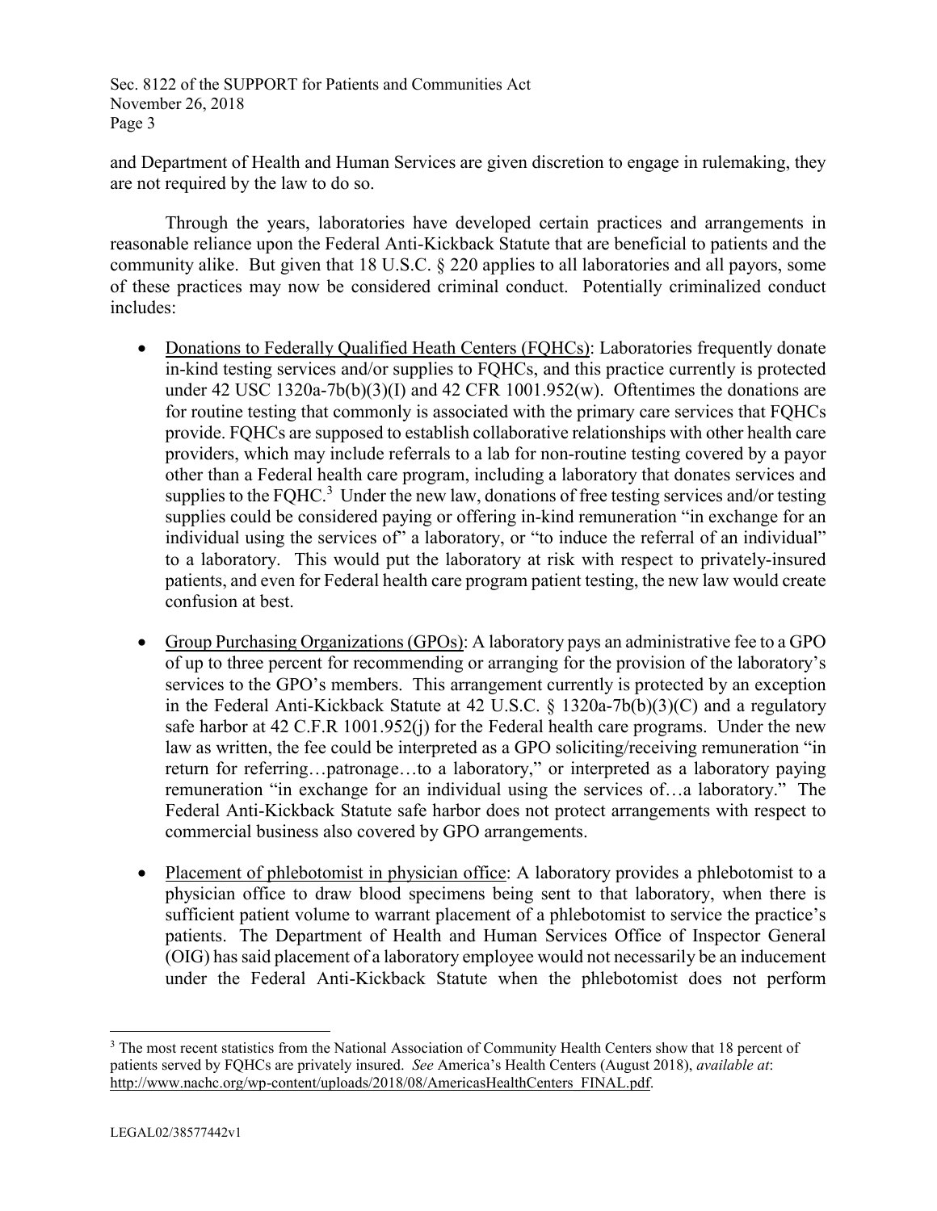and Department of Health and Human Services are given discretion to engage in rulemaking, they are not required by the law to do so.

Through the years, laboratories have developed certain practices and arrangements in reasonable reliance upon the Federal Anti-Kickback Statute that are beneficial to patients and the community alike. But given that 18 U.S.C. § 220 applies to all laboratories and all payors, some of these practices may now be considered criminal conduct. Potentially criminalized conduct includes:

- Donations to Federally Qualified Heath Centers (FQHCs): Laboratories frequently donate in-kind testing services and/or supplies to FQHCs, and this practice currently is protected under 42 USC 1320a-7b(b)(3)(I) and 42 CFR 1001.952(w). Oftentimes the donations are for routine testing that commonly is associated with the primary care services that FQHCs provide. FQHCs are supposed to establish collaborative relationships with other health care providers, which may include referrals to a lab for non-routine testing covered by a payor other than a Federal health care program, including a laboratory that donates services and supplies to the FQHC.[3] Under the new law, donations of free testing services and/or testing supplies could be considered paying or offering in-kind remuneration "in exchange for an individual using the services of" a laboratory, or "to induce the referral of an individual" to a laboratory. This would put the laboratory at risk with respect to privately-insured patients, and even for Federal health care program patient testing, the new law would create confusion at best.

- Group Purchasing Organizations (GPOs): A laboratory pays an administrative fee to a GPO of up to three percent for recommending or arranging for the provision of the laboratory's services to the GPO's members. This arrangement currently is protected by an exception in the Federal Anti-Kickback Statute at 42 U.S.C. § 1320a-7b(b)(3)(C) and a regulatory safe harbor at 42 C.F.R 1001.952(j) for the Federal health care programs. Under the new law as written, the fee could be interpreted as a GPO soliciting/receiving remuneration "in return for referring…patronage…to a laboratory," or interpreted as a laboratory paying remuneration "in exchange for an individual using the services of…a laboratory." The Federal Anti-Kickback Statute safe harbor does not protect arrangements with respect to commercial business also covered by GPO arrangements.

- Placement of phlebotomist in physician office: A laboratory provides a phlebotomist to a physician office to draw blood specimens being sent to that laboratory, when there is sufficient patient volume to warrant placement of a phlebotomist to service the practice's patients. The Department of Health and Human Services Office of Inspector General (OIG) has said placement of a laboratory employee would not necessarily be an inducement under the Federal Anti-Kickback Statute when the phlebotomist does not perform

[3] The most recent statistics from the National Association of Community Health Centers show that 18 percent of patients served by FQHCs are privately insured. *See* America's Health Centers (August 2018), *available at*: http://www.nachc.org/wp-content/uploads/2018/08/AmericasHealthCenters_FINAL.pdf.

LEGAL02/38577442v1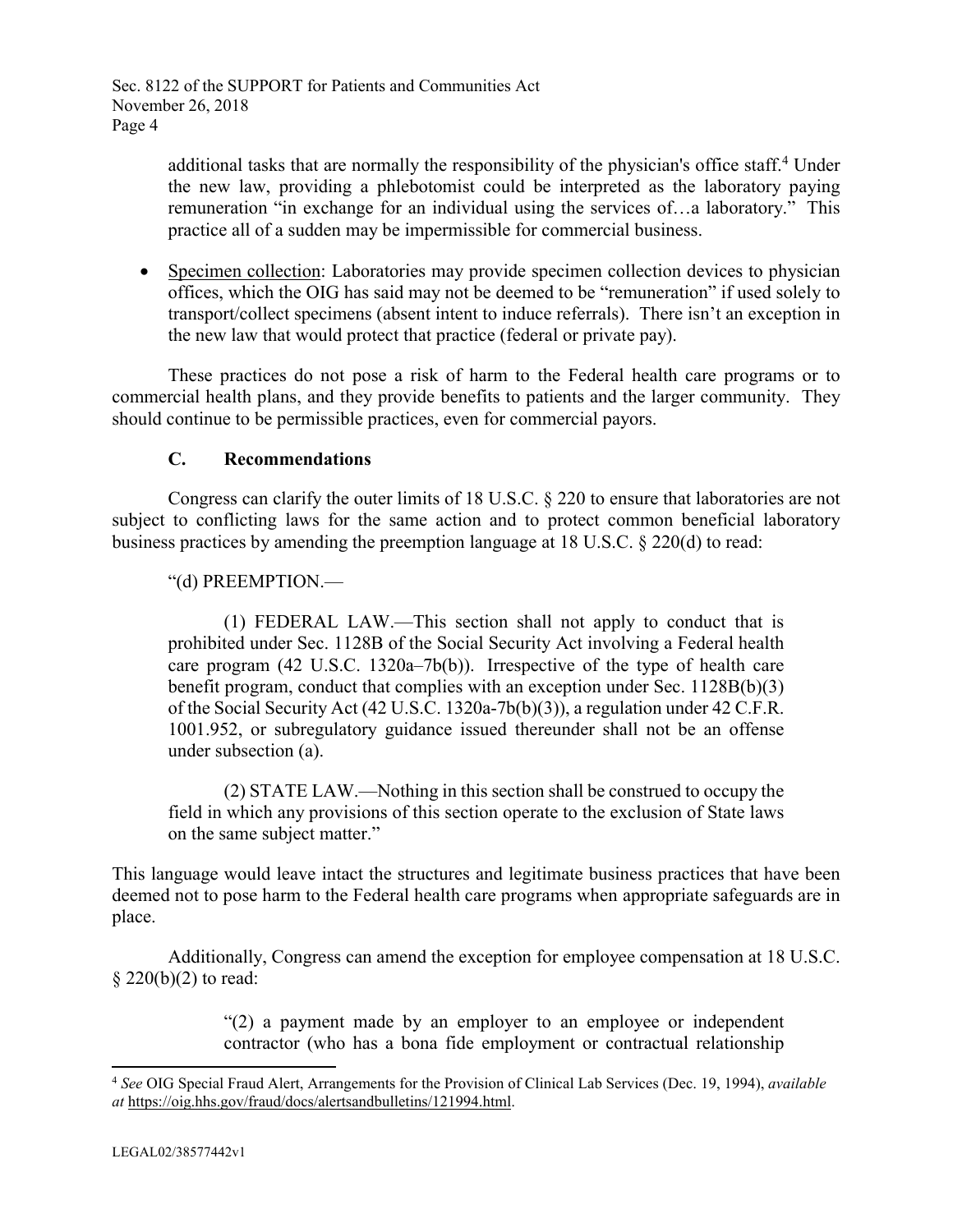additional tasks that are normally the responsibility of the physician's office staff.[4] Under the new law, providing a phlebotomist could be interpreted as the laboratory paying remuneration "in exchange for an individual using the services of…a laboratory." This practice all of a sudden may be impermissible for commercial business.

- Specimen collection: Laboratories may provide specimen collection devices to physician offices, which the OIG has said may not be deemed to be "remuneration" if used solely to transport/collect specimens (absent intent to induce referrals). There isn't an exception in the new law that would protect that practice (federal or private pay).

These practices do not pose a risk of harm to the Federal health care programs or to commercial health plans, and they provide benefits to patients and the larger community. They should continue to be permissible practices, even for commercial payors.

### C. Recommendations

Congress can clarify the outer limits of 18 U.S.C. § 220 to ensure that laboratories are not subject to conflicting laws for the same action and to protect common beneficial laboratory business practices by amending the preemption language at 18 U.S.C. § 220(d) to read:

> "(d) PREEMPTION.—
>
> (1) FEDERAL LAW.—This section shall not apply to conduct that is prohibited under Sec. 1128B of the Social Security Act involving a Federal health care program (42 U.S.C. 1320a–7b(b)). Irrespective of the type of health care benefit program, conduct that complies with an exception under Sec. 1128B(b)(3) of the Social Security Act (42 U.S.C. 1320a-7b(b)(3)), a regulation under 42 C.F.R. 1001.952, or subregulatory guidance issued thereunder shall not be an offense under subsection (a).
>
> (2) STATE LAW.—Nothing in this section shall be construed to occupy the field in which any provisions of this section operate to the exclusion of State laws on the same subject matter."

This language would leave intact the structures and legitimate business practices that have been deemed not to pose harm to the Federal health care programs when appropriate safeguards are in place.

Additionally, Congress can amend the exception for employee compensation at 18 U.S.C. § 220(b)(2) to read:

> "(2) a payment made by an employer to an employee or independent contractor (who has a bona fide employment or contractual relationship

---

[4] *See* OIG Special Fraud Alert, Arrangements for the Provision of Clinical Lab Services (Dec. 19, 1994), *available at* https://oig.hhs.gov/fraud/docs/alertsandbulletins/121994.html.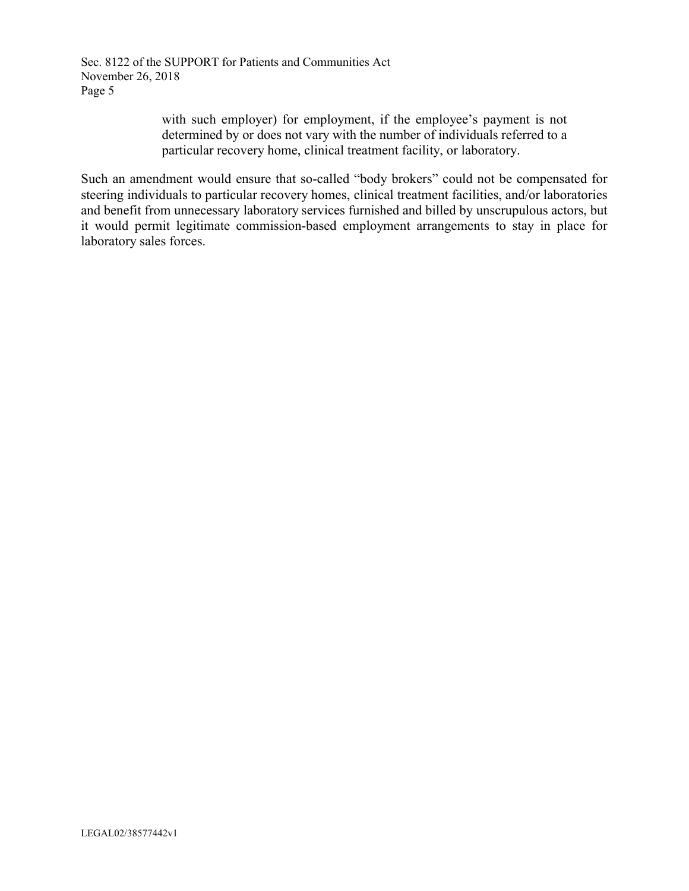> with such employer) for employment, if the employee's payment is not determined by or does not vary with the number of individuals referred to a particular recovery home, clinical treatment facility, or laboratory.

Such an amendment would ensure that so-called "body brokers" could not be compensated for steering individuals to particular recovery homes, clinical treatment facilities, and/or laboratories and benefit from unnecessary laboratory services furnished and billed by unscrupulous actors, but it would permit legitimate commission-based employment arrangements to stay in place for laboratory sales forces.